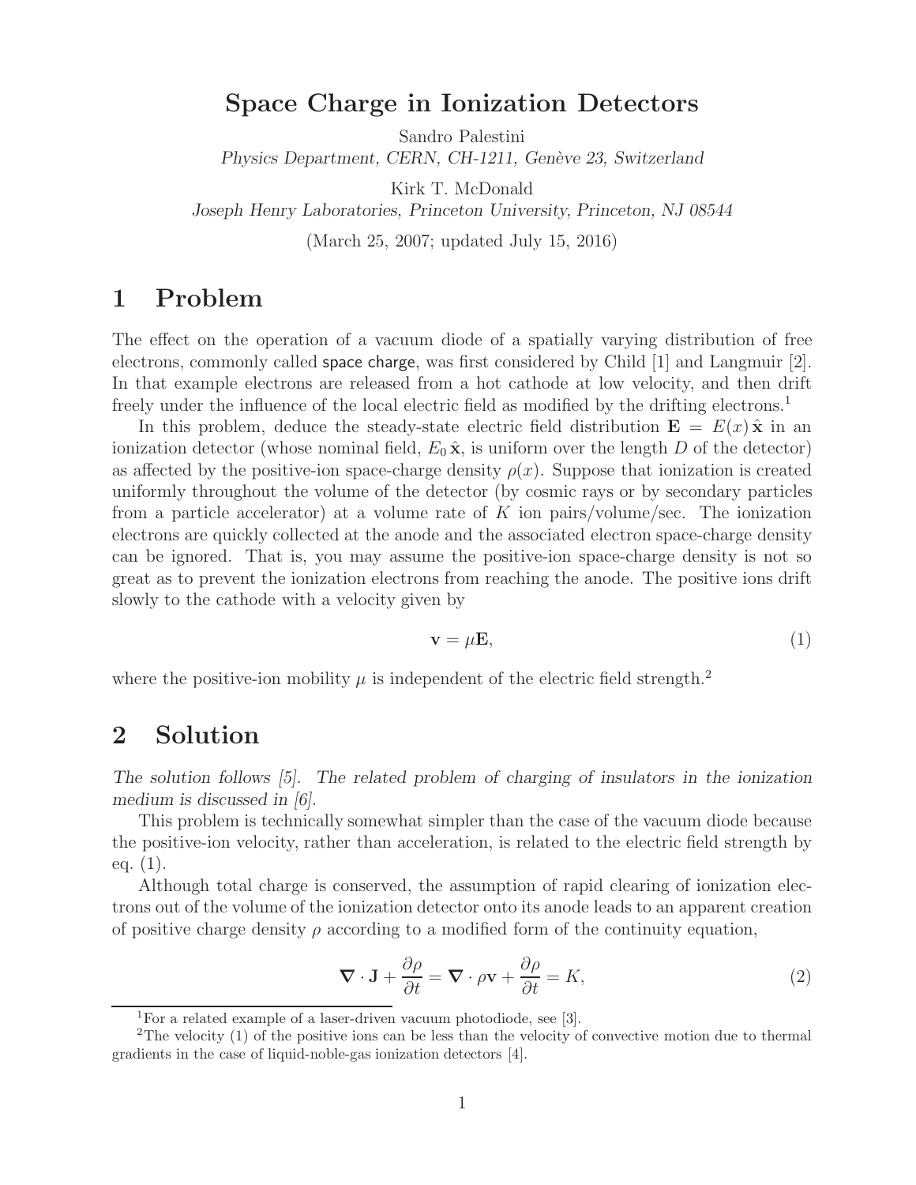# Space Charge in Ionization Detectors

Sandro Palestini
*Physics Department, CERN, CH-1211, Genève 23, Switzerland*

Kirk T. McDonald
*Joseph Henry Laboratories, Princeton University, Princeton, NJ 08544*

(March 25, 2007; updated July 15, 2016)

## 1 Problem

The effect on the operation of a vacuum diode of a spatially varying distribution of free electrons, commonly called space charge, was first considered by Child [1] and Langmuir [2]. In that example electrons are released from a hot cathode at low velocity, and then drift freely under the influence of the local electric field as modified by the drifting electrons.[1]

In this problem, deduce the steady-state electric field distribution $\mathbf{E} = E(x)\,\hat{\mathbf{x}}$ in an ionization detector (whose nominal field, $E_0\,\hat{\mathbf{x}}$, is uniform over the length $D$ of the detector) as affected by the positive-ion space-charge density $\rho(x)$. Suppose that ionization is created uniformly throughout the volume of the detector (by cosmic rays or by secondary particles from a particle accelerator) at a volume rate of $K$ ion pairs/volume/sec. The ionization electrons are quickly collected at the anode and the associated electron space-charge density can be ignored. That is, you may assume the positive-ion space-charge density is not so great as to prevent the ionization electrons from reaching the anode. The positive ions drift slowly to the cathode with a velocity given by

$$\mathbf{v} = \mu \mathbf{E}, \tag{1}$$

where the positive-ion mobility $\mu$ is independent of the electric field strength.[2]

## 2 Solution

*The solution follows [5]. The related problem of charging of insulators in the ionization medium is discussed in [6].*

This problem is technically somewhat simpler than the case of the vacuum diode because the positive-ion velocity, rather than acceleration, is related to the electric field strength by eq. (1).

Although total charge is conserved, the assumption of rapid clearing of ionization electrons out of the volume of the ionization detector onto its anode leads to an apparent creation of positive charge density $\rho$ according to a modified form of the continuity equation,

$$\boldsymbol{\nabla} \cdot \mathbf{J} + \frac{\partial \rho}{\partial t} = \boldsymbol{\nabla} \cdot \rho \mathbf{v} + \frac{\partial \rho}{\partial t} = K, \tag{2}$$

[1] For a related example of a laser-driven vacuum photodiode, see [3].

[2] The velocity (1) of the positive ions can be less than the velocity of convective motion due to thermal gradients in the case of liquid-noble-gas ionization detectors [4].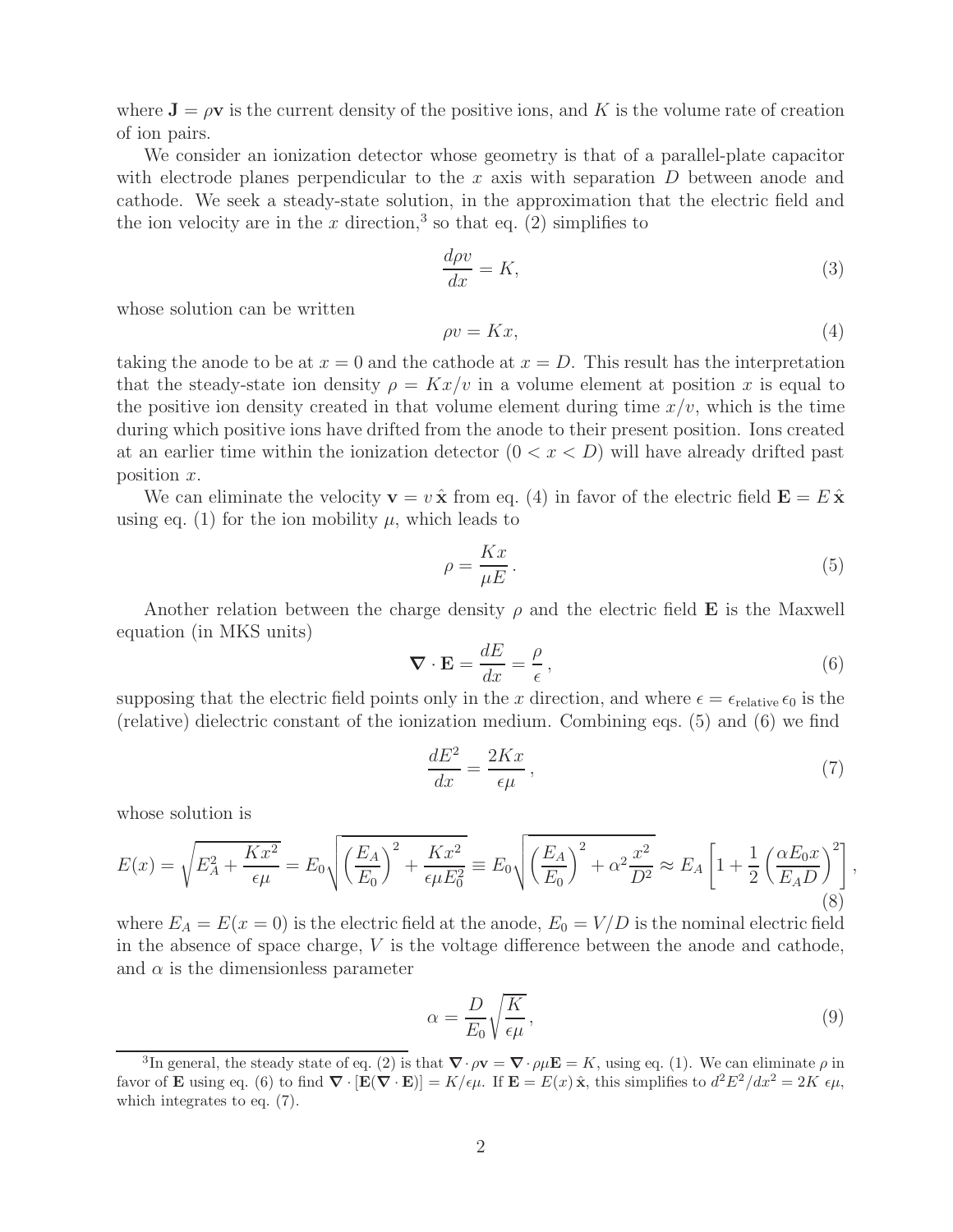where $\mathbf{J} = \rho\mathbf{v}$ is the current density of the positive ions, and $K$ is the volume rate of creation of ion pairs.

We consider an ionization detector whose geometry is that of a parallel-plate capacitor with electrode planes perpendicular to the $x$ axis with separation $D$ between anode and cathode. We seek a steady-state solution, in the approximation that the electric field and the ion velocity are in the $x$ direction,[3] so that eq. (2) simplifies to

$$\frac{d\rho v}{dx} = K, \tag{3}$$

whose solution can be written

$$\rho v = Kx, \tag{4}$$

taking the anode to be at $x = 0$ and the cathode at $x = D$. This result has the interpretation that the steady-state ion density $\rho = Kx/v$ in a volume element at position $x$ is equal to the positive ion density created in that volume element during time $x/v$, which is the time during which positive ions have drifted from the anode to their present position. Ions created at an earlier time within the ionization detector ($0 < x < D$) will have already drifted past position $x$.

We can eliminate the velocity $\mathbf{v} = v\,\hat{\mathbf{x}}$ from eq. (4) in favor of the electric field $\mathbf{E} = E\,\hat{\mathbf{x}}$ using eq. (1) for the ion mobility $\mu$, which leads to

$$\rho = \frac{Kx}{\mu E}. \tag{5}$$

Another relation between the charge density $\rho$ and the electric field $\mathbf{E}$ is the Maxwell equation (in MKS units)

$$\boldsymbol{\nabla}\cdot\mathbf{E} = \frac{dE}{dx} = \frac{\rho}{\epsilon}, \tag{6}$$

supposing that the electric field points only in the $x$ direction, and where $\epsilon = \epsilon_{\rm relative}\,\epsilon_0$ is the (relative) dielectric constant of the ionization medium. Combining eqs. (5) and (6) we find

$$\frac{dE^2}{dx} = \frac{2Kx}{\epsilon\mu}, \tag{7}$$

whose solution is

$$E(x) = \sqrt{E_A^2 + \frac{Kx^2}{\epsilon\mu}} = E_0\sqrt{\left(\frac{E_A}{E_0}\right)^2 + \frac{Kx^2}{\epsilon\mu E_0^2}} \equiv E_0\sqrt{\left(\frac{E_A}{E_0}\right)^2 + \alpha^2\frac{x^2}{D^2}} \approx E_A\left[1 + \frac{1}{2}\left(\frac{\alpha E_0 x}{E_A D}\right)^2\right], \tag{8}$$

where $E_A = E(x = 0)$ is the electric field at the anode, $E_0 = V/D$ is the nominal electric field in the absence of space charge, $V$ is the voltage difference between the anode and cathode, and $\alpha$ is the dimensionless parameter

$$\alpha = \frac{D}{E_0}\sqrt{\frac{K}{\epsilon\mu}}, \tag{9}$$

---

[3]In general, the steady state of eq. (2) is that $\boldsymbol{\nabla}\cdot\rho\mathbf{v} = \boldsymbol{\nabla}\cdot\rho\mu\mathbf{E} = K$, using eq. (1). We can eliminate $\rho$ in favor of $\mathbf{E}$ using eq. (6) to find $\boldsymbol{\nabla}\cdot[\mathbf{E}(\boldsymbol{\nabla}\cdot\mathbf{E})] = K/\epsilon\mu$. If $\mathbf{E} = E(x)\,\hat{\mathbf{x}}$, this simplifies to $d^2E^2/dx^2 = 2K\ \epsilon\mu$, which integrates to eq. (7).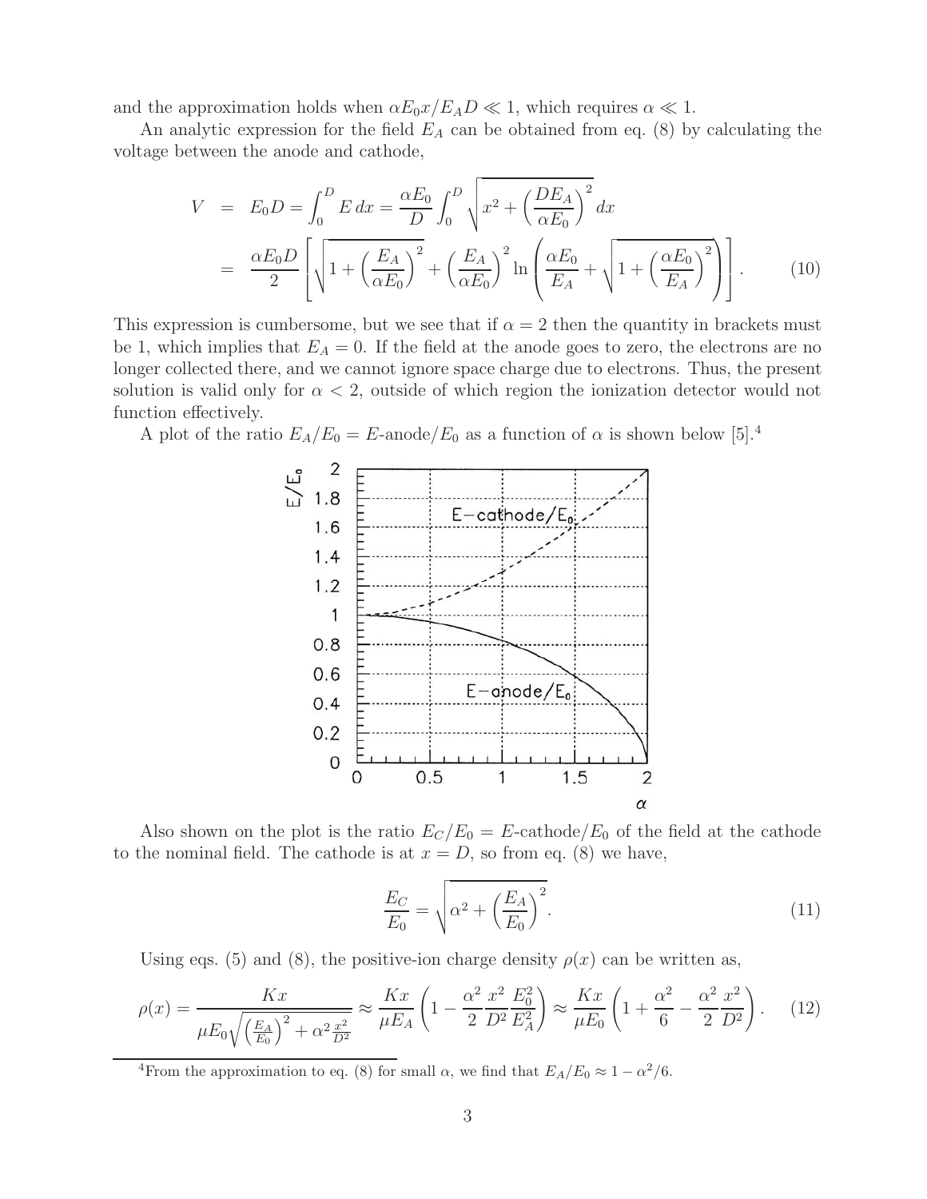and the approximation holds when $\alpha E_0 x/E_A D \ll 1$, which requires $\alpha \ll 1$.

An analytic expression for the field $E_A$ can be obtained from eq. (8) by calculating the voltage between the anode and cathode,

$$
\begin{aligned}
V &= E_0 D = \int_0^D E\,dx = \frac{\alpha E_0}{D}\int_0^D \sqrt{x^2 + \left(\frac{DE_A}{\alpha E_0}\right)^2}\,dx \\
&= \frac{\alpha E_0 D}{2}\left[\sqrt{1+\left(\frac{E_A}{\alpha E_0}\right)^2} + \left(\frac{E_A}{\alpha E_0}\right)^2 \ln\left(\frac{\alpha E_0}{E_A} + \sqrt{1+\left(\frac{\alpha E_0}{E_A}\right)^2}\right)\right]. \qquad (10)
\end{aligned}
$$

This expression is cumbersome, but we see that if $\alpha = 2$ then the quantity in brackets must be 1, which implies that $E_A = 0$. If the field at the anode goes to zero, the electrons are no longer collected there, and we cannot ignore space charge due to electrons. Thus, the present solution is valid only for $\alpha < 2$, outside of which region the ionization detector would not function effectively.

A plot of the ratio $E_A/E_0 = E$-anode$/E_0$ as a function of $\alpha$ is shown below [5].[4]

Also shown on the plot is the ratio $E_C/E_0 = E$-cathode$/E_0$ of the field at the cathode to the nominal field. The cathode is at $x = D$, so from eq. (8) we have,

$$
\frac{E_C}{E_0} = \sqrt{\alpha^2 + \left(\frac{E_A}{E_0}\right)^2}. \qquad (11)
$$

Using eqs. (5) and (8), the positive-ion charge density $\rho(x)$ can be written as,

$$
\rho(x) = \frac{Kx}{\mu E_0 \sqrt{\left(\frac{E_A}{E_0}\right)^2 + \alpha^2 \frac{x^2}{D^2}}} \approx \frac{Kx}{\mu E_A}\left(1 - \frac{\alpha^2}{2}\frac{x^2}{D^2}\frac{E_0^2}{E_A^2}\right) \approx \frac{Kx}{\mu E_0}\left(1 + \frac{\alpha^2}{6} - \frac{\alpha^2}{2}\frac{x^2}{D^2}\right). \qquad (12)
$$

[4] From the approximation to eq. (8) for small $\alpha$, we find that $E_A/E_0 \approx 1 - \alpha^2/6$.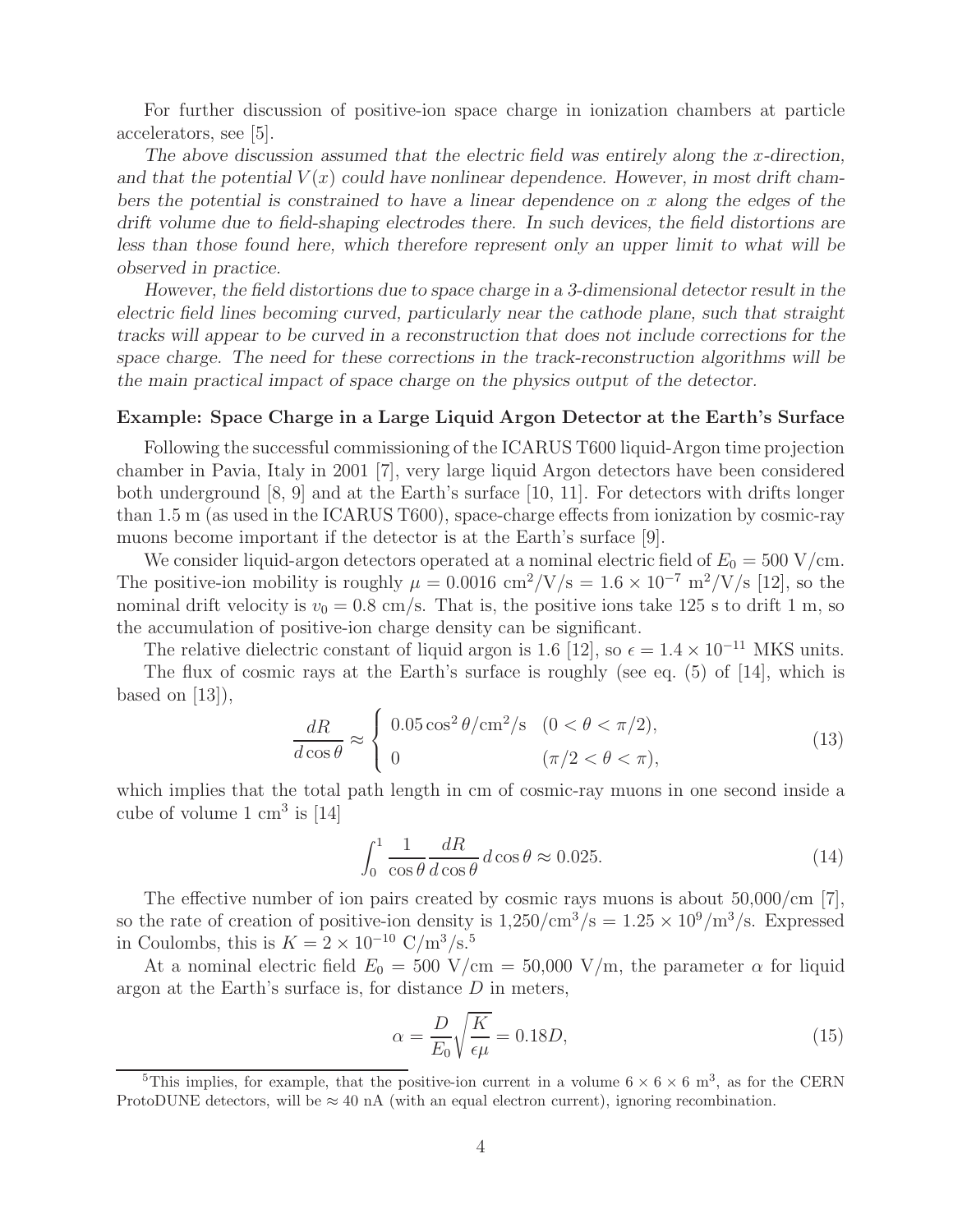For further discussion of positive-ion space charge in ionization chambers at particle accelerators, see [5].

*The above discussion assumed that the electric field was entirely along the x-direction, and that the potential $V(x)$ could have nonlinear dependence. However, in most drift chambers the potential is constrained to have a linear dependence on x along the edges of the drift volume due to field-shaping electrodes there. In such devices, the field distortions are less than those found here, which therefore represent only an upper limit to what will be observed in practice.*

*However, the field distortions due to space charge in a 3-dimensional detector result in the electric field lines becoming curved, particularly near the cathode plane, such that straight tracks will appear to be curved in a reconstruction that does not include corrections for the space charge. The need for these corrections in the track-reconstruction algorithms will be the main practical impact of space charge on the physics output of the detector.*

**Example: Space Charge in a Large Liquid Argon Detector at the Earth's Surface**

Following the successful commissioning of the ICARUS T600 liquid-Argon time projection chamber in Pavia, Italy in 2001 [7], very large liquid Argon detectors have been considered both underground [8, 9] and at the Earth's surface [10, 11]. For detectors with drifts longer than 1.5 m (as used in the ICARUS T600), space-charge effects from ionization by cosmic-ray muons become important if the detector is at the Earth's surface [9].

We consider liquid-argon detectors operated at a nominal electric field of $E_0 = 500$ V/cm. The positive-ion mobility is roughly $\mu = 0.0016$ cm$^2$/V/s $= 1.6 \times 10^{-7}$ m$^2$/V/s [12], so the nominal drift velocity is $v_0 = 0.8$ cm/s. That is, the positive ions take 125 s to drift 1 m, so the accumulation of positive-ion charge density can be significant.

The relative dielectric constant of liquid argon is 1.6 [12], so $\epsilon = 1.4 \times 10^{-11}$ MKS units.

The flux of cosmic rays at the Earth's surface is roughly (see eq. (5) of [14], which is based on [13]),

$$\frac{dR}{d\cos\theta} \approx \begin{cases} 0.05\cos^2\theta/\text{cm}^2/\text{s} & (0 < \theta < \pi/2), \\ 0 & (\pi/2 < \theta < \pi), \end{cases} \tag{13}$$

which implies that the total path length in cm of cosmic-ray muons in one second inside a cube of volume 1 cm$^3$ is [14]

$$\int_0^1 \frac{1}{\cos\theta}\frac{dR}{d\cos\theta}\, d\cos\theta \approx 0.025. \tag{14}$$

The effective number of ion pairs created by cosmic rays muons is about 50,000/cm [7], so the rate of creation of positive-ion density is 1,250/cm$^3$/s $= 1.25 \times 10^9$/m$^3$/s. Expressed in Coulombs, this is $K = 2 \times 10^{-10}$ C/m$^3$/s.[5]

At a nominal electric field $E_0 = 500$ V/cm = 50,000 V/m, the parameter $\alpha$ for liquid argon at the Earth's surface is, for distance $D$ in meters,

$$\alpha = \frac{D}{E_0}\sqrt{\frac{K}{\epsilon\mu}} = 0.18D, \tag{15}$$

[5] This implies, for example, that the positive-ion current in a volume $6 \times 6 \times 6$ m$^3$, as for the CERN ProtoDUNE detectors, will be $\approx 40$ nA (with an equal electron current), ignoring recombination.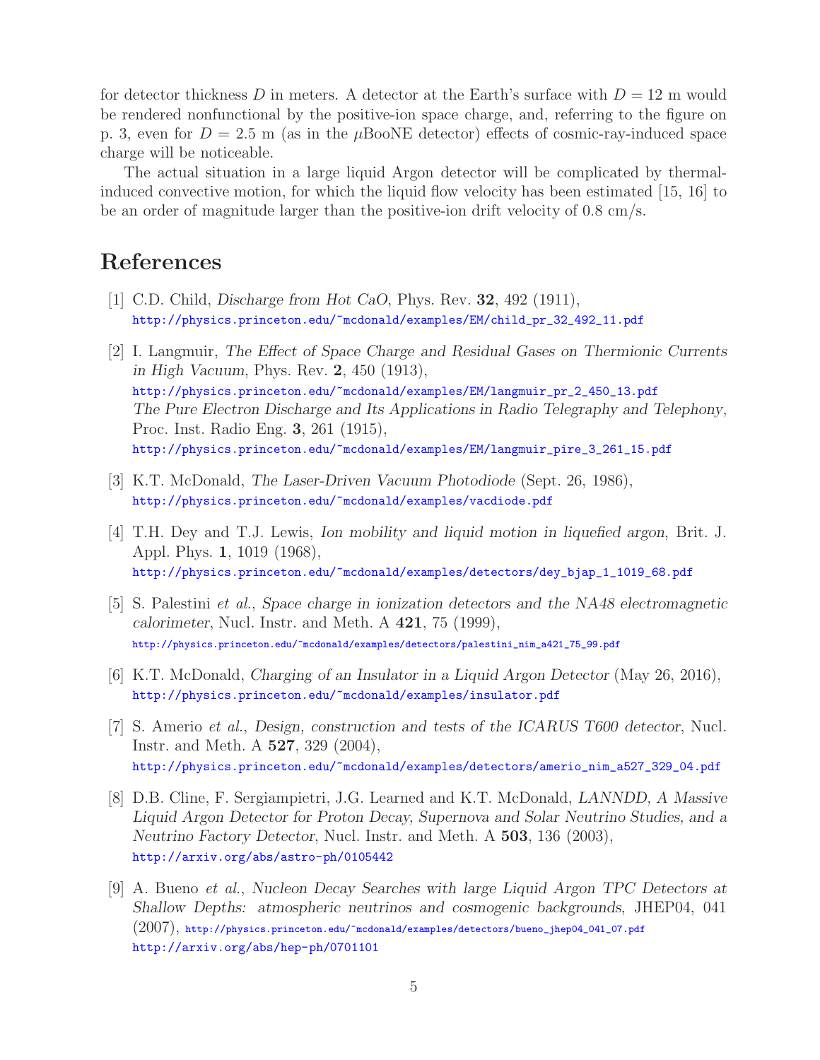for detector thickness $D$ in meters. A detector at the Earth's surface with $D = 12$ m would be rendered nonfunctional by the positive-ion space charge, and, referring to the figure on p. 3, even for $D = 2.5$ m (as in the $\mu$BooNE detector) effects of cosmic-ray-induced space charge will be noticeable.

The actual situation in a large liquid Argon detector will be complicated by thermal-induced convective motion, for which the liquid flow velocity has been estimated [15, 16] to be an order of magnitude larger than the positive-ion drift velocity of 0.8 cm/s.

# References

[1] C.D. Child, *Discharge from Hot CaO*, Phys. Rev. **32**, 492 (1911),
http://physics.princeton.edu/~mcdonald/examples/EM/child_pr_32_492_11.pdf

[2] I. Langmuir, *The Effect of Space Charge and Residual Gases on Thermionic Currents in High Vacuum*, Phys. Rev. **2**, 450 (1913),
http://physics.princeton.edu/~mcdonald/examples/EM/langmuir_pr_2_450_13.pdf
*The Pure Electron Discharge and Its Applications in Radio Telegraphy and Telephony*, Proc. Inst. Radio Eng. **3**, 261 (1915),
http://physics.princeton.edu/~mcdonald/examples/EM/langmuir_pire_3_261_15.pdf

[3] K.T. McDonald, *The Laser-Driven Vacuum Photodiode* (Sept. 26, 1986),
http://physics.princeton.edu/~mcdonald/examples/vacdiode.pdf

[4] T.H. Dey and T.J. Lewis, *Ion mobility and liquid motion in liquefied argon*, Brit. J. Appl. Phys. **1**, 1019 (1968),
http://physics.princeton.edu/~mcdonald/examples/detectors/dey_bjap_1_1019_68.pdf

[5] S. Palestini *et al.*, *Space charge in ionization detectors and the NA48 electromagnetic calorimeter*, Nucl. Instr. and Meth. A **421**, 75 (1999),
http://physics.princeton.edu/~mcdonald/examples/detectors/palestini_nim_a421_75_99.pdf

[6] K.T. McDonald, *Charging of an Insulator in a Liquid Argon Detector* (May 26, 2016),
http://physics.princeton.edu/~mcdonald/examples/insulator.pdf

[7] S. Amerio *et al.*, *Design, construction and tests of the ICARUS T600 detector*, Nucl. Instr. and Meth. A **527**, 329 (2004),
http://physics.princeton.edu/~mcdonald/examples/detectors/amerio_nim_a527_329_04.pdf

[8] D.B. Cline, F. Sergiampietri, J.G. Learned and K.T. McDonald, *LANNDD, A Massive Liquid Argon Detector for Proton Decay, Supernova and Solar Neutrino Studies, and a Neutrino Factory Detector*, Nucl. Instr. and Meth. A **503**, 136 (2003),
http://arxiv.org/abs/astro-ph/0105442

[9] A. Bueno *et al.*, *Nucleon Decay Searches with large Liquid Argon TPC Detectors at Shallow Depths: atmospheric neutrinos and cosmogenic backgrounds*, JHEP04, 041 (2007), http://physics.princeton.edu/~mcdonald/examples/detectors/bueno_jhep04_041_07.pdf
http://arxiv.org/abs/hep-ph/0701101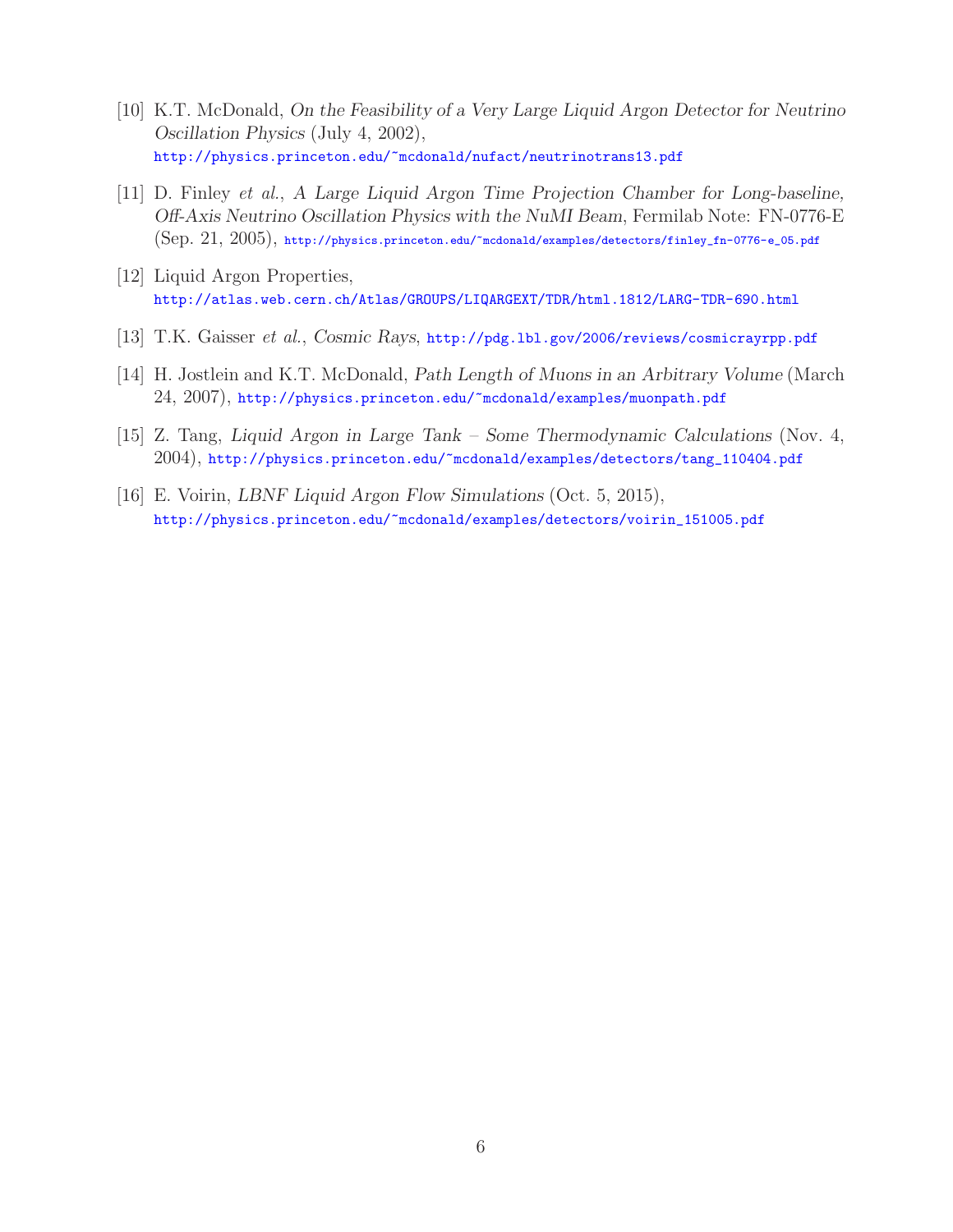[10] K.T. McDonald, *On the Feasibility of a Very Large Liquid Argon Detector for Neutrino Oscillation Physics* (July 4, 2002),
http://physics.princeton.edu/~mcdonald/nufact/neutrinotrans13.pdf

[11] D. Finley *et al.*, *A Large Liquid Argon Time Projection Chamber for Long-baseline, Off-Axis Neutrino Oscillation Physics with the NuMI Beam*, Fermilab Note: FN-0776-E (Sep. 21, 2005), http://physics.princeton.edu/~mcdonald/examples/detectors/finley_fn-0776-e_05.pdf

[12] Liquid Argon Properties,
http://atlas.web.cern.ch/Atlas/GROUPS/LIQARGEXT/TDR/html.1812/LARG-TDR-690.html

[13] T.K. Gaisser *et al.*, *Cosmic Rays*, http://pdg.lbl.gov/2006/reviews/cosmicrayrpp.pdf

[14] H. Jostlein and K.T. McDonald, *Path Length of Muons in an Arbitrary Volume* (March 24, 2007), http://physics.princeton.edu/~mcdonald/examples/muonpath.pdf

[15] Z. Tang, *Liquid Argon in Large Tank – Some Thermodynamic Calculations* (Nov. 4, 2004), http://physics.princeton.edu/~mcdonald/examples/detectors/tang_110404.pdf

[16] E. Voirin, *LBNF Liquid Argon Flow Simulations* (Oct. 5, 2015),
http://physics.princeton.edu/~mcdonald/examples/detectors/voirin_151005.pdf